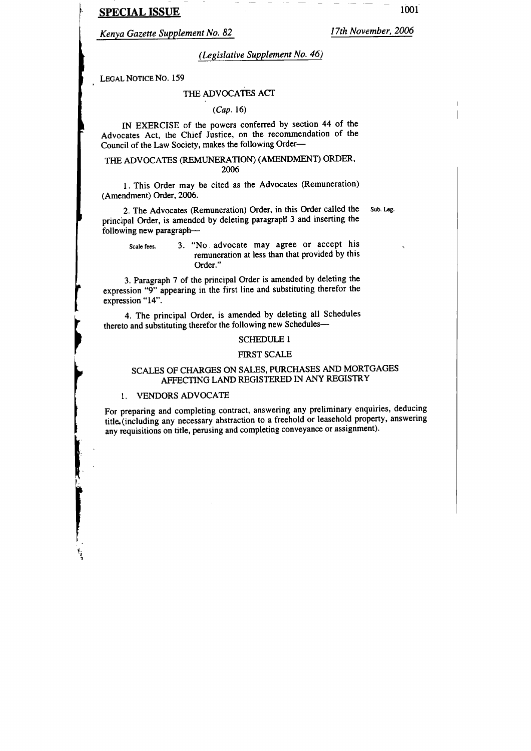**SPECIAL ISSUE**

*Kenya Gazette Supplement No. 82* — *17th November, 2006*

*(Legislative Supplement No. 46)*

LEGAL NOTICE NO. 159

THE ADVOCATES ACT

*(Cap. 16)*

IN EXERCISE of the powers conferred by section 44 of the Advocates Act, the Chief Justice, on the recommendation of the Council of the Law Society, makes the following Order—

THE ADVOCATES (REMUNERATION) (AMENDMENT) ORDER, 2006

1. This Order may be cited as the Advocates (Remuneration) (Amendment) Order, 2006.

2. The Advocates (Remuneration) Order, in this Order called the principal Order, is amended by deleting paragraph 3 and inserting the following new paragraph— *(Sub. Leg.)*

> Scale fees. 3. "No advocate may agree or accept his remuneration at less than that provided by this Order."

3. Paragraph 7 of the principal Order is amended by deleting the expression "9" appearing in the first line and substituting therefor the expression "14".

4. The principal Order, is amended by deleting all Schedules thereto and substituting therefor the following new Schedules—

SCHEDULE 1

FIRST SCALE

SCALES OF CHARGES ON SALES, PURCHASES AND MORTGAGES AFFECTING LAND REGISTERED IN ANY REGISTRY

1. VENDORS ADVOCATE

For preparing and completing contract, answering any preliminary enquiries, deducing title (including any necessary abstraction to a freehold or leasehold property, answering any requisitions on title, perusing and completing conveyance or assignment).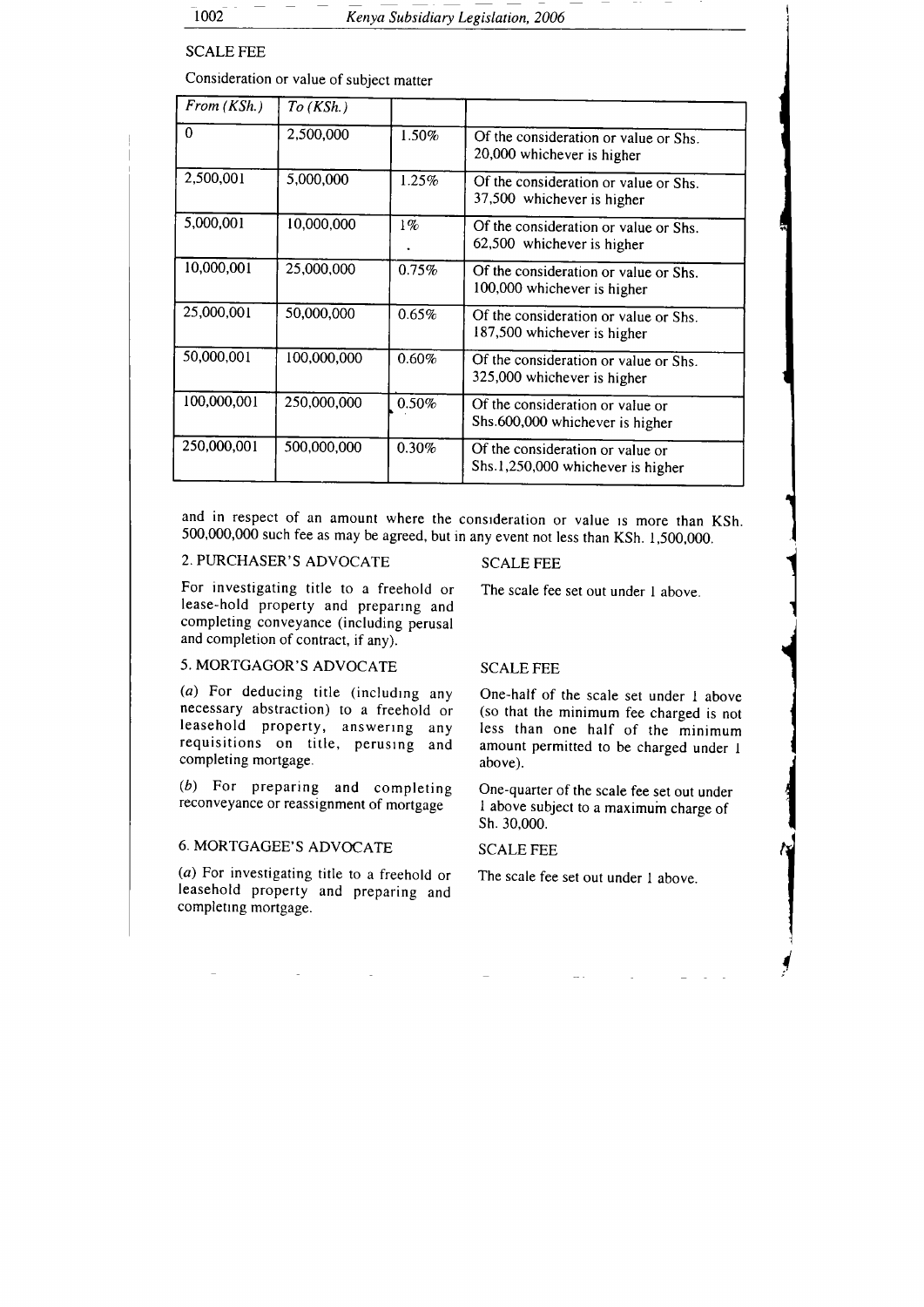SCALE FEE

Consideration or value of subject matter

| *From (KSh.)* | *To (KSh.)* | | |
|---|---|---|---|
| 0 | 2,500,000 | 1.50% | Of the consideration or value or Shs. 20,000 whichever is higher |
| 2,500,001 | 5,000,000 | 1.25% | Of the consideration or value or Shs. 37,500 whichever is higher |
| 5,000,001 | 10,000,000 | 1% | Of the consideration or value or Shs. 62,500 whichever is higher |
| 10,000,001 | 25,000,000 | 0.75% | Of the consideration or value or Shs. 100,000 whichever is higher |
| 25,000,001 | 50,000,000 | 0.65% | Of the consideration or value or Shs. 187,500 whichever is higher |
| 50,000,001 | 100,000,000 | 0.60% | Of the consideration or value or Shs. 325,000 whichever is higher |
| 100,000,001 | 250,000,000 | 0.50% | Of the consideration or value or Shs.600,000 whichever is higher |
| 250,000,001 | 500,000,000 | 0.30% | Of the consideration or value or Shs.1,250,000 whichever is higher |

and in respect of an amount where the consideration or value is more than KSh. 500,000,000 such fee as may be agreed, but in any event not less than KSh. 1,500,000.

2. PURCHASER'S ADVOCATE — SCALE FEE

For investigating title to a freehold or lease-hold property and preparing and completing conveyance (including perusal and completion of contract, if any).

The scale fee set out under 1 above.

5. MORTGAGOR'S ADVOCATE — SCALE FEE

(*a*) For deducing title (including any necessary abstraction) to a freehold or leasehold property, answering any requisitions on title, perusing and completing mortgage.

One-half of the scale set under 1 above (so that the minimum fee charged is not less than one half of the minimum amount permitted to be charged under 1 above).

(*b*) For preparing and completing reconveyance or reassignment of mortgage

One-quarter of the scale fee set out under 1 above subject to a maximum charge of Sh. 30,000.

6. MORTGAGEE'S ADVOCATE — SCALE FEE

(*a*) For investigating title to a freehold or leasehold property and preparing and completing mortgage.

The scale fee set out under 1 above.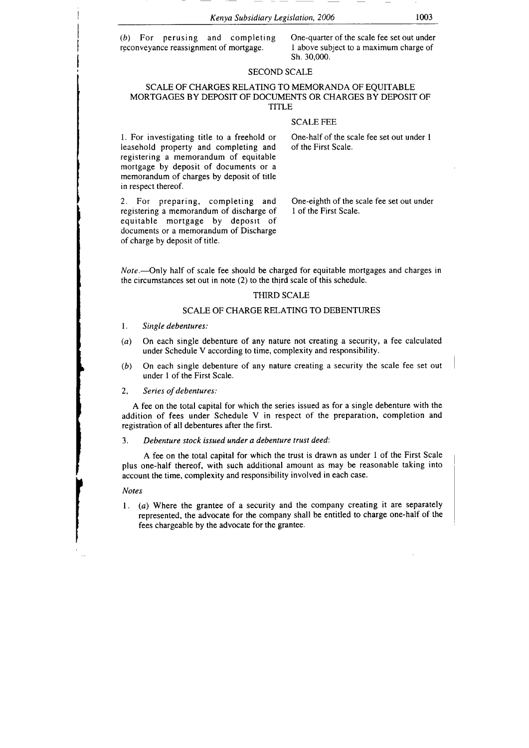| | |
|---|---|
| (*b*) For perusing and completing reconveyance reassignment of mortgage. | One-quarter of the scale fee set out under 1 above subject to a maximum charge of Sh. 30,000. |

## SECOND SCALE

### SCALE OF CHARGES RELATING TO MEMORANDA OF EQUITABLE MORTGAGES BY DEPOSIT OF DOCUMENTS OR CHARGES BY DEPOSIT OF TITLE

| | SCALE FEE |
|---|---|
| 1. For investigating title to a freehold or leasehold property and completing and registering a memorandum of equitable mortgage by deposit of documents or a memorandum of charges by deposit of title in respect thereof. | One-half of the scale fee set out under 1 of the First Scale. |
| 2. For preparing, completing and registering a memorandum of discharge of equitable mortgage by deposit of documents or a memorandum of Discharge of charge by deposit of title. | One-eighth of the scale fee set out under 1 of the First Scale. |

*Note.*—Only half of scale fee should be charged for equitable mortgages and charges in the circumstances set out in note (2) to the third scale of this schedule.

## THIRD SCALE

### SCALE OF CHARGE RELATING TO DEBENTURES

1. *Single debentures:*

(*a*) On each single debenture of any nature not creating a security, a fee calculated under Schedule V according to time, complexity and responsibility.

(*b*) On each single debenture of any nature creating a security the scale fee set out under 1 of the First Scale.

2. *Series of debentures:*

A fee on the total capital for which the series issued as for a single debenture with the addition of fees under Schedule V in respect of the preparation, completion and registration of all debentures after the first.

3. *Debenture stock issued under a debenture trust deed*:

A fee on the total capital for which the trust is drawn as under 1 of the First Scale plus one-half thereof, with such additional amount as may be reasonable taking into account the time, complexity and responsibility involved in each case.

*Notes*

1. (*a*) Where the grantee of a security and the company creating it are separately represented, the advocate for the company shall be entitled to charge one-half of the fees chargeable by the advocate for the grantee.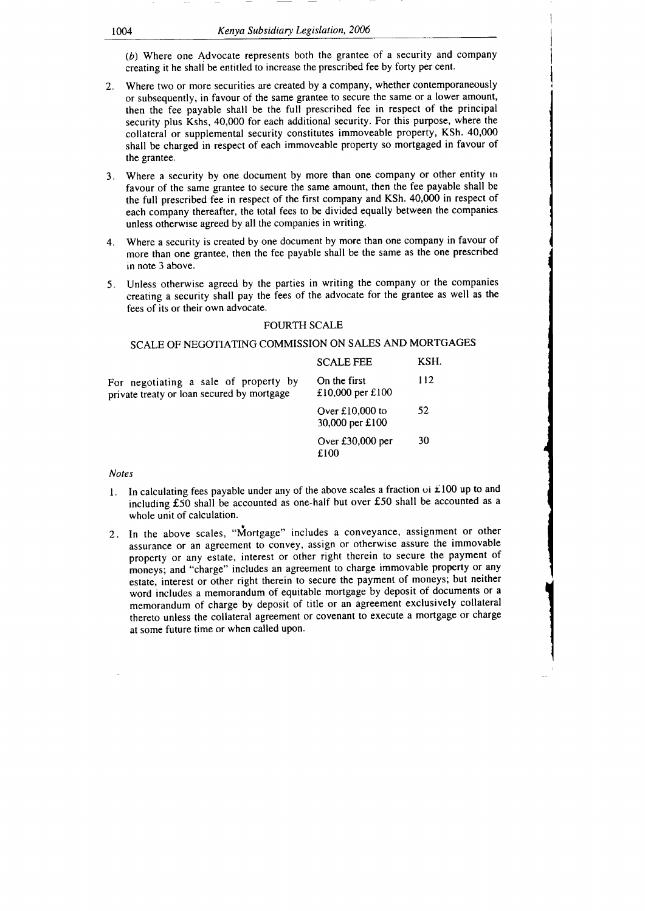(*b*) Where one Advocate represents both the grantee of a security and company creating it he shall be entitled to increase the prescribed fee by forty per cent.

2. Where two or more securities are created by a company, whether contemporaneously or subsequently, in favour of the same grantee to secure the same or a lower amount, then the fee payable shall be the full prescribed fee in respect of the principal security plus Kshs, 40,000 for each additional security. For this purpose, where the collateral or supplemental security constitutes immoveable property, KSh. 40,000 shall be charged in respect of each immoveable property so mortgaged in favour of the grantee.

3. Where a security by one document by more than one company or other entity in favour of the same grantee to secure the same amount, then the fee payable shall be the full prescribed fee in respect of the first company and KSh. 40,000 in respect of each company thereafter, the total fees to be divided equally between the companies unless otherwise agreed by all the companies in writing.

4. Where a security is created by one document by more than one company in favour of more than one grantee, then the fee payable shall be the same as the one prescribed in note 3 above.

5. Unless otherwise agreed by the parties in writing the company or the companies creating a security shall pay the fees of the advocate for the grantee as well as the fees of its or their own advocate.

## FOURTH SCALE

### SCALE OF NEGOTIATING COMMISSION ON SALES AND MORTGAGES

| | SCALE FEE | KSH. |
|---|---|---|
| For negotiating a sale of property by private treaty or loan secured by mortgage | On the first £10,000 per £100 | 112 |
| | Over £10,000 to 30,000 per £100 | 52 |
| | Over £30,000 per £100 | 30 |

*Notes*

1. In calculating fees payable under any of the above scales a fraction of £100 up to and including £50 shall be accounted as one-half but over £50 shall be accounted as a whole unit of calculation.

2. In the above scales, "Mortgage" includes a conveyance, assignment or other assurance or an agreement to convey, assign or otherwise assure the immovable property or any estate, interest or other right therein to secure the payment of moneys; and "charge" includes an agreement to charge immovable property or any estate, interest or other right therein to secure the payment of moneys; but neither word includes a memorandum of equitable mortgage by deposit of documents or a memorandum of charge by deposit of title or an agreement exclusively collateral thereto unless the collateral agreement or covenant to execute a mortgage or charge at some future time or when called upon.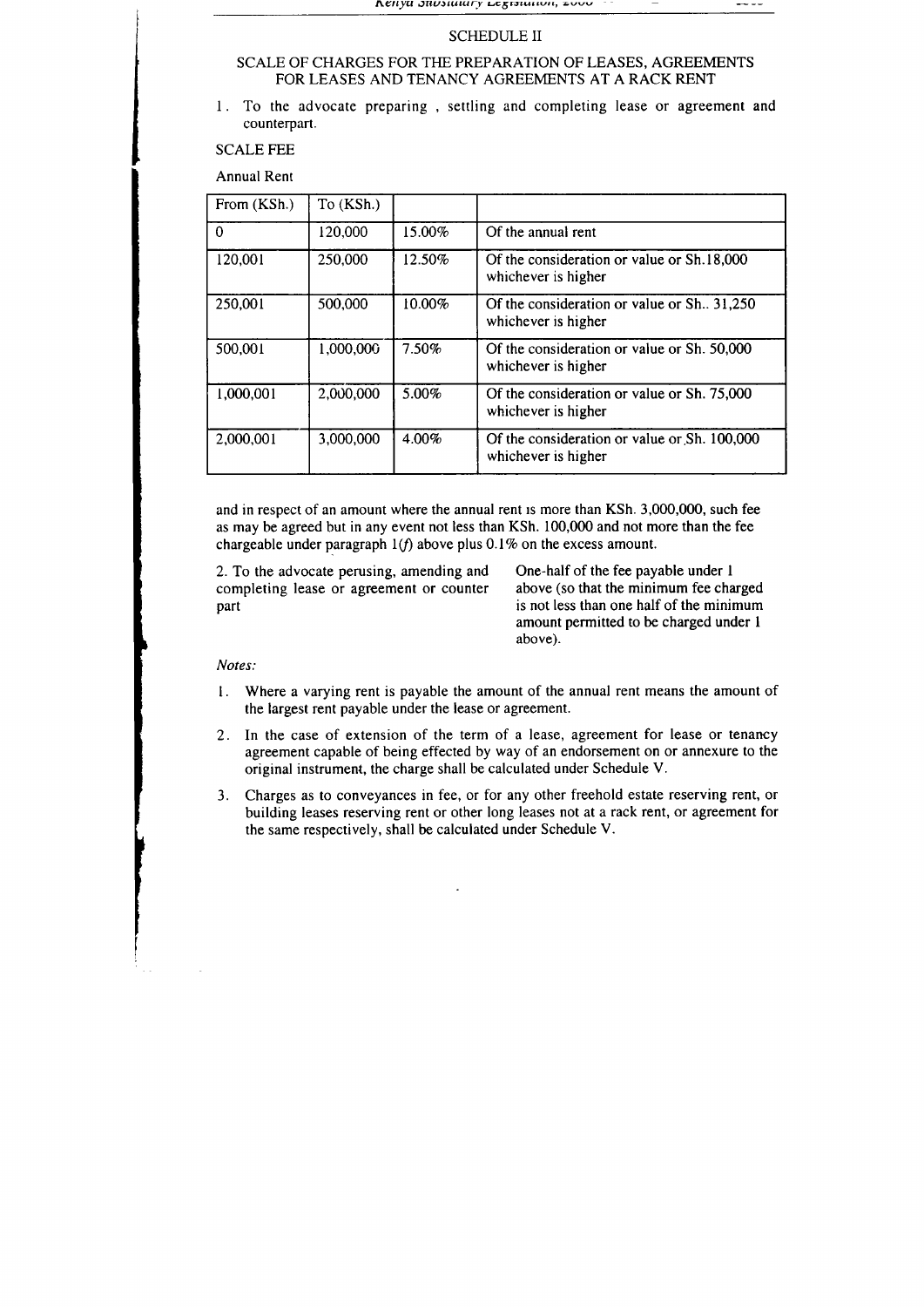## SCHEDULE II

### SCALE OF CHARGES FOR THE PREPARATION OF LEASES, AGREEMENTS FOR LEASES AND TENANCY AGREEMENTS AT A RACK RENT

1. To the advocate preparing , settling and completing lease or agreement and counterpart.

SCALE FEE

Annual Rent

| From (KSh.) | To (KSh.) | | |
|---|---|---|---|
| 0 | 120,000 | 15.00% | Of the annual rent |
| 120,001 | 250,000 | 12.50% | Of the consideration or value or Sh.18,000 whichever is higher |
| 250,001 | 500,000 | 10.00% | Of the consideration or value or Sh.. 31,250 whichever is higher |
| 500,001 | 1,000,000 | 7.50% | Of the consideration or value or Sh. 50,000 whichever is higher |
| 1,000,001 | 2,000,000 | 5.00% | Of the consideration or value or Sh. 75,000 whichever is higher |
| 2,000,001 | 3,000,000 | 4.00% | Of the consideration or value or Sh. 100,000 whichever is higher |

and in respect of an amount where the annual rent is more than KSh. 3,000,000, such fee as may be agreed but in any event not less than KSh. 100,000 and not more than the fee chargeable under paragraph 1(*f*) above plus 0.1% on the excess amount.

2. To the advocate perusing, amending and completing lease or agreement or counter part — One-half of the fee payable under 1 above (so that the minimum fee charged is not less than one half of the minimum amount permitted to be charged under 1 above).

*Notes:*

1. Where a varying rent is payable the amount of the annual rent means the amount of the largest rent payable under the lease or agreement.
2. In the case of extension of the term of a lease, agreement for lease or tenancy agreement capable of being effected by way of an endorsement on or annexure to the original instrument, the charge shall be calculated under Schedule V.
3. Charges as to conveyances in fee, or for any other freehold estate reserving rent, or building leases reserving rent or other long leases not at a rack rent, or agreement for the same respectively, shall be calculated under Schedule V.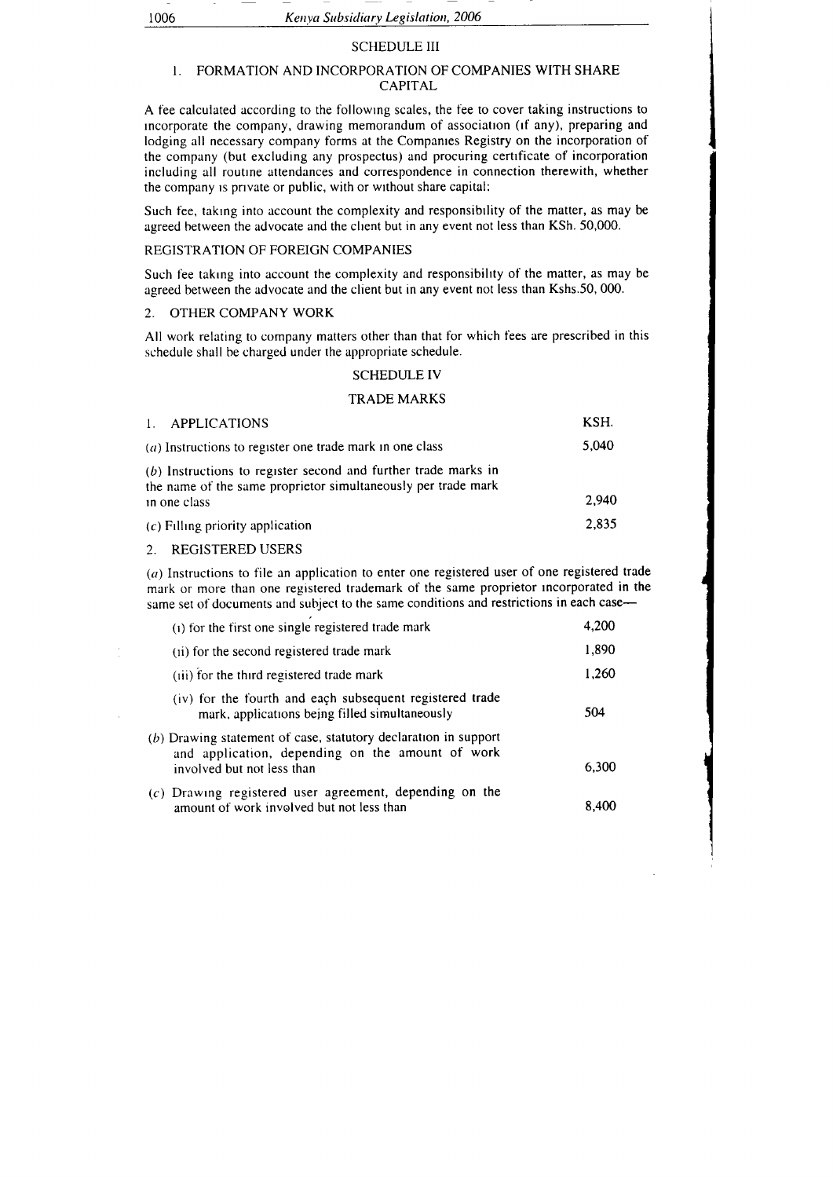## SCHEDULE III

### 1. FORMATION AND INCORPORATION OF COMPANIES WITH SHARE CAPITAL

A fee calculated according to the following scales, the fee to cover taking instructions to incorporate the company, drawing memorandum of association (if any), preparing and lodging all necessary company forms at the Companies Registry on the incorporation of the company (but excluding any prospectus) and procuring certificate of incorporation including all routine attendances and correspondence in connection therewith, whether the company is private or public, with or without share capital:

Such fee, taking into account the complexity and responsibility of the matter, as may be agreed between the advocate and the client but in any event not less than KSh. 50,000.

### REGISTRATION OF FOREIGN COMPANIES

Such fee taking into account the complexity and responsibility of the matter, as may be agreed between the advocate and the client but in any event not less than Kshs.50, 000.

### 2. OTHER COMPANY WORK

All work relating to company matters other than that for which fees are prescribed in this schedule shall be charged under the appropriate schedule.

## SCHEDULE IV

### TRADE MARKS

| 1. APPLICATIONS | KSH. |
|---|---|
| (a) Instructions to register one trade mark in one class | 5,040 |
| (b) Instructions to register second and further trade marks in the name of the same proprietor simultaneously per trade mark in one class | 2,940 |
| (c) Filling priority application | 2,835 |

### 2. REGISTERED USERS

(a) Instructions to file an application to enter one registered user of one registered trade mark or more than one registered trademark of the same proprietor incorporated in the same set of documents and subject to the same conditions and restrictions in each case—

| | |
|---|---|
| (i) for the first one single registered trade mark | 4,200 |
| (ii) for the second registered trade mark | 1,890 |
| (iii) for the third registered trade mark | 1,260 |
| (iv) for the fourth and each subsequent registered trade mark, applications being filled simultaneously | 504 |
| (b) Drawing statement of case, statutory declaration in support and application, depending on the amount of work involved but not less than | 6,300 |
| (c) Drawing registered user agreement, depending on the amount of work involved but not less than | 8,400 |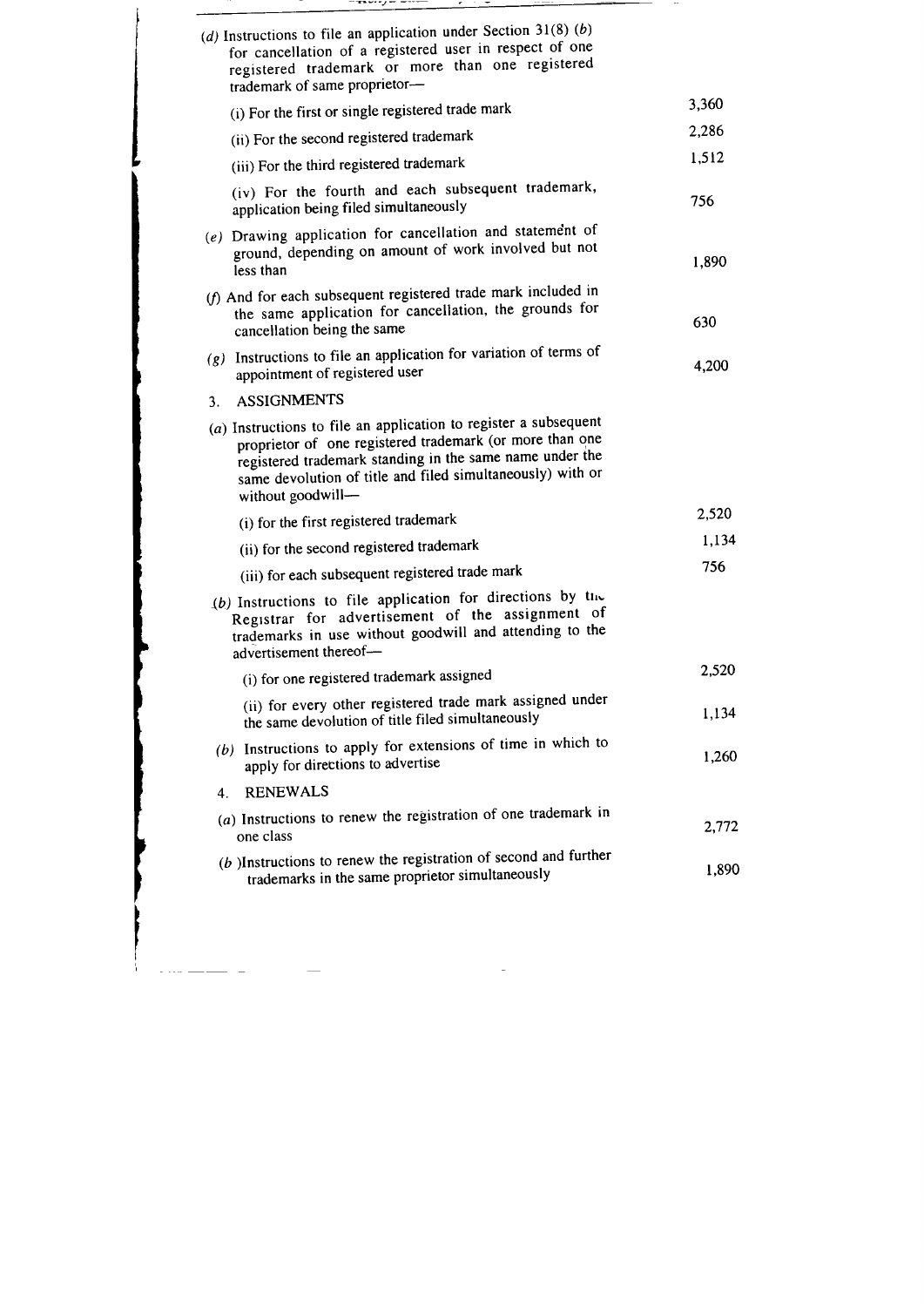| | |
|---|---|
| (*d*) Instructions to file an application under Section 31(8) (*b*) for cancellation of a registered user in respect of one registered trademark or more than one registered trademark of same proprietor— | |
| (i) For the first or single registered trade mark | 3,360 |
| (ii) For the second registered trademark | 2,286 |
| (iii) For the third registered trademark | 1,512 |
| (iv) For the fourth and each subsequent trademark, application being filed simultaneously | 756 |
| (*e*) Drawing application for cancellation and statement of ground, depending on amount of work involved but not less than | 1,890 |
| (*f*) And for each subsequent registered trade mark included in the same application for cancellation, the grounds for cancellation being the same | 630 |
| (*g*) Instructions to file an application for variation of terms of appointment of registered user | 4,200 |
| 3. ASSIGNMENTS | |
| (*a*) Instructions to file an application to register a subsequent proprietor of one registered trademark (or more than one registered trademark standing in the same name under the same devolution of title and filed simultaneously) with or without goodwill— | |
| (i) for the first registered trademark | 2,520 |
| (ii) for the second registered trademark | 1,134 |
| (iii) for each subsequent registered trade mark | 756 |
| (*b*) Instructions to file application for directions by the Registrar for advertisement of the assignment of trademarks in use without goodwill and attending to the advertisement thereof— | |
| (i) for one registered trademark assigned | 2,520 |
| (ii) for every other registered trade mark assigned under the same devolution of title filed simultaneously | 1,134 |
| (*b*) Instructions to apply for extensions of time in which to apply for directions to advertise | 1,260 |
| 4. RENEWALS | |
| (*a*) Instructions to renew the registration of one trademark in one class | 2,772 |
| (*b* )Instructions to renew the registration of second and further trademarks in the same proprietor simultaneously | 1,890 |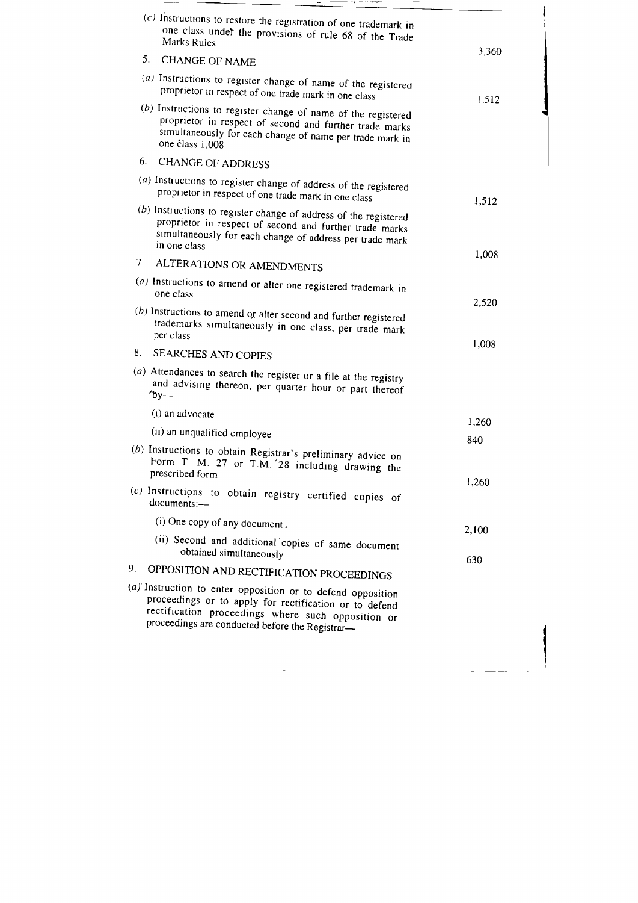| | |
|---|---|
| (c) Instructions to restore the registration of one trademark in one class under the provisions of rule 68 of the Trade Marks Rules | 3,360 |
| 5. CHANGE OF NAME | |
| (a) Instructions to register change of name of the registered proprietor in respect of one trade mark in one class | 1,512 |
| (b) Instructions to register change of name of the registered proprietor in respect of second and further trade marks simultaneously for each change of name per trade mark in one class 1,008 | |
| 6. CHANGE OF ADDRESS | |
| (a) Instructions to register change of address of the registered proprietor in respect of one trade mark in one class | 1,512 |
| (b) Instructions to register change of address of the registered proprietor in respect of second and further trade marks simultaneously for each change of address per trade mark in one class | 1,008 |
| 7. ALTERATIONS OR AMENDMENTS | |
| (a) Instructions to amend or alter one registered trademark in one class | 2,520 |
| (b) Instructions to amend or alter second and further registered trademarks simultaneously in one class, per trade mark per class | 1,008 |
| 8. SEARCHES AND COPIES | |
| (a) Attendances to search the register or a file at the registry and advising thereon, per quarter hour or part thereof by— | |
| (i) an advocate | 1,260 |
| (ii) an unqualified employee | 840 |
| (b) Instructions to obtain Registrar's preliminary advice on Form T. M. 27 or T.M. 28 including drawing the prescribed form | 1,260 |
| (c) Instructions to obtain registry certified copies of documents:— | |
| (i) One copy of any document. | 2,100 |
| (ii) Second and additional copies of same document obtained simultaneously | 630 |
| 9. OPPOSITION AND RECTIFICATION PROCEEDINGS | |
| (a) Instruction to enter opposition or to defend opposition proceedings or to apply for rectification or to defend rectification proceedings where such opposition or proceedings are conducted before the Registrar— | |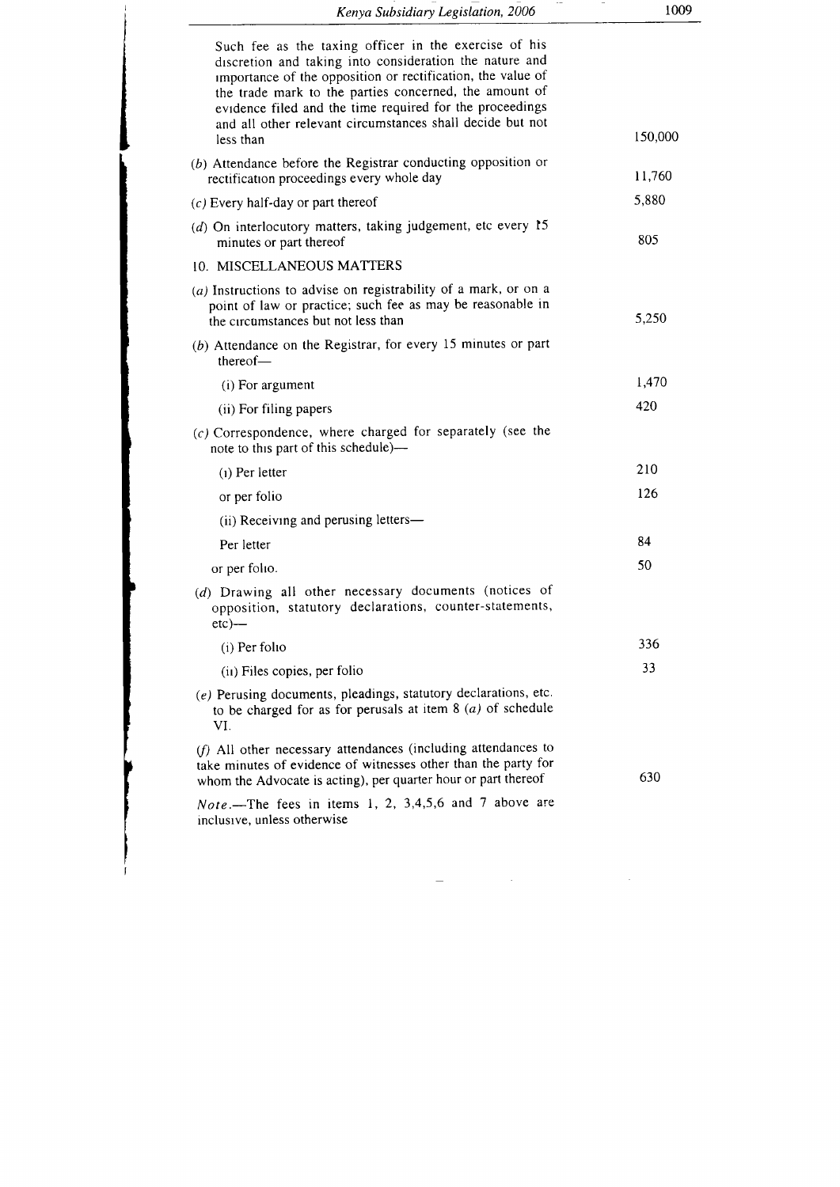| | |
|---|---|
| Such fee as the taxing officer in the exercise of his discretion and taking into consideration the nature and importance of the opposition or rectification, the value of the trade mark to the parties concerned, the amount of evidence filed and the time required for the proceedings and all other relevant circumstances shall decide but not less than | 150,000 |
| (*b*) Attendance before the Registrar conducting opposition or rectification proceedings every whole day | 11,760 |
| (*c*) Every half-day or part thereof | 5,880 |
| (*d*) On interlocutory matters, taking judgement, etc every 15 minutes or part thereof | 805 |
| 10. MISCELLANEOUS MATTERS | |
| (*a*) Instructions to advise on registrability of a mark, or on a point of law or practice; such fee as may be reasonable in the circumstances but not less than | 5,250 |
| (*b*) Attendance on the Registrar, for every 15 minutes or part thereof— | |
| (i) For argument | 1,470 |
| (ii) For filing papers | 420 |
| (*c*) Correspondence, where charged for separately (see the note to this part of this schedule)— | |
| (i) Per letter | 210 |
| or per folio | 126 |
| (ii) Receiving and perusing letters— | |
| Per letter | 84 |
| or per folio. | 50 |
| (*d*) Drawing all other necessary documents (notices of opposition, statutory declarations, counter-statements, etc)— | |
| (i) Per folio | 336 |
| (ii) Files copies, per folio | 33 |
| (*e*) Perusing documents, pleadings, statutory declarations, etc. to be charged for as for perusals at item 8 (*a*) of schedule VI. | |
| (*f*) All other necessary attendances (including attendances to take minutes of evidence of witnesses other than the party for whom the Advocate is acting), per quarter hour or part thereof | 630 |

*Note*.—The fees in items 1, 2, 3,4,5,6 and 7 above are inclusive, unless otherwise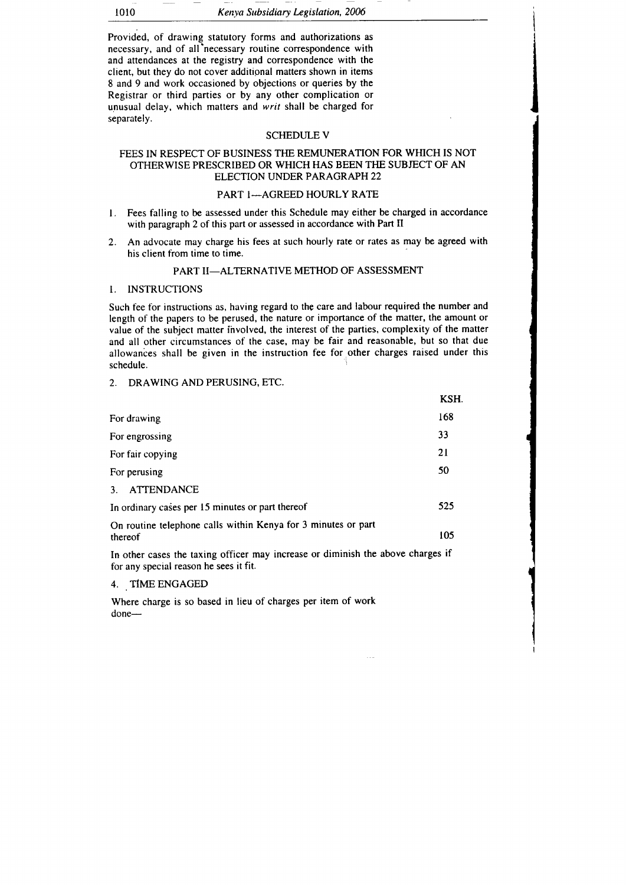Provided, of drawing statutory forms and authorizations as necessary, and of all necessary routine correspondence with and attendances at the registry and correspondence with the client, but they do not cover additional matters shown in items 8 and 9 and work occasioned by objections or queries by the Registrar or third parties or by any other complication or unusual delay, which matters and *writ* shall be charged for separately.

## SCHEDULE V

### FEES IN RESPECT OF BUSINESS THE REMUNERATION FOR WHICH IS NOT OTHERWISE PRESCRIBED OR WHICH HAS BEEN THE SUBJECT OF AN ELECTION UNDER PARAGRAPH 22

### PART 1—AGREED HOURLY RATE

1. Fees falling to be assessed under this Schedule may either be charged in accordance with paragraph 2 of this part or assessed in accordance with Part II
2. An advocate may charge his fees at such hourly rate or rates as may be agreed with his client from time to time.

### PART II—ALTERNATIVE METHOD OF ASSESSMENT

1. INSTRUCTIONS

Such fee for instructions as, having regard to the care and labour required the number and length of the papers to be perused, the nature or importance of the matter, the amount or value of the subject matter involved, the interest of the parties, complexity of the matter and all other circumstances of the case, may be fair and reasonable, but so that due allowances shall be given in the instruction fee for other charges raised under this schedule.

2. DRAWING AND PERUSING, ETC.

| | KSH. |
|---|---|
| For drawing | 168 |
| For engrossing | 33 |
| For fair copying | 21 |
| For perusing | 50 |

3. ATTENDANCE

| | |
|---|---|
| In ordinary cases per 15 minutes or part thereof | 525 |
| On routine telephone calls within Kenya for 3 minutes or part thereof | 105 |

In other cases the taxing officer may increase or diminish the above charges if for any special reason he sees it fit.

4. TIME ENGAGED

Where charge is so based in lieu of charges per item of work done—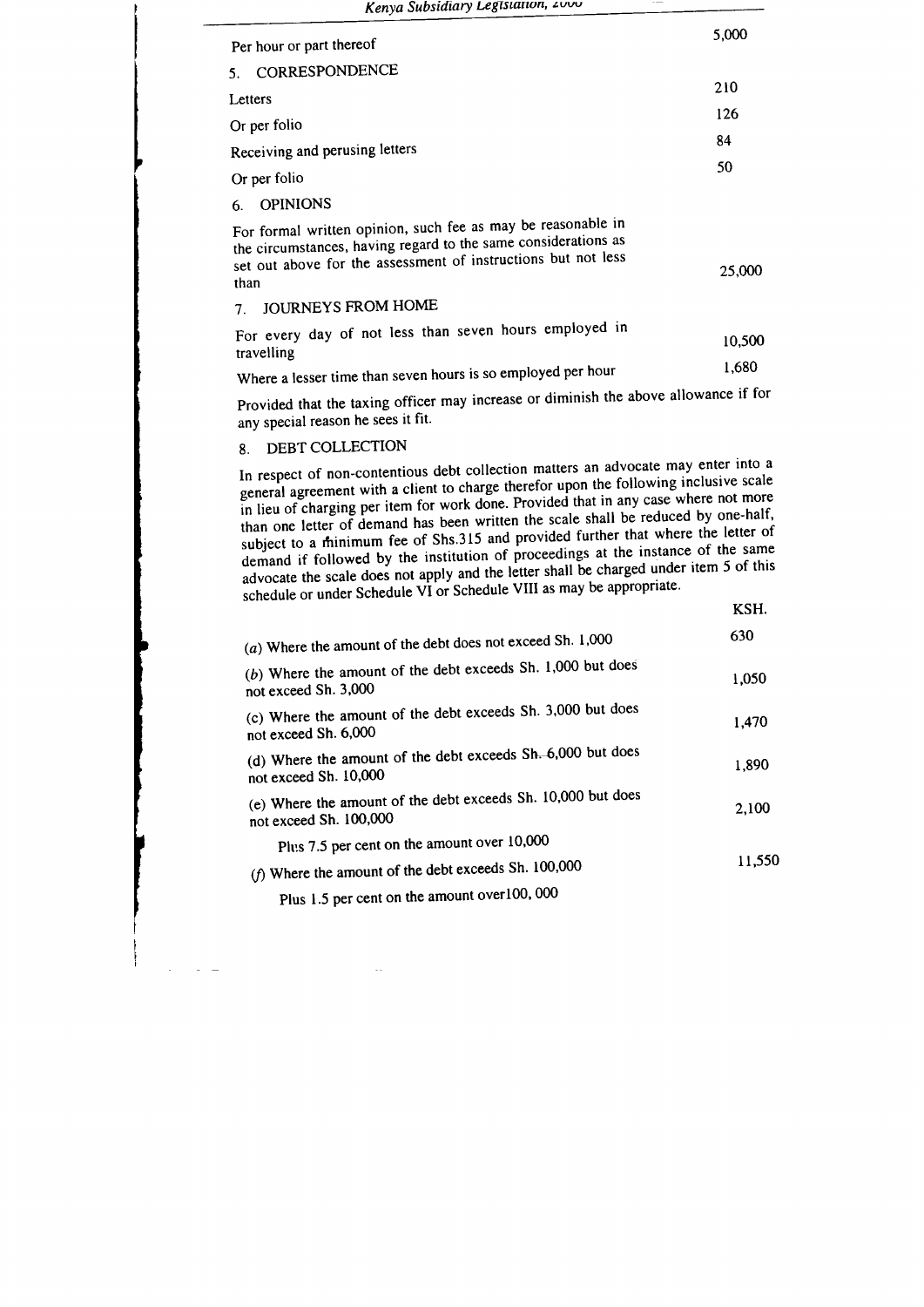| | |
|---|---|
| Per hour or part thereof | 5,000 |

## 5. CORRESPONDENCE

| | |
|---|---|
| Letters | 210 |
| Or per folio | 126 |
| Receiving and perusing letters | 84 |
| Or per folio | 50 |

## 6. OPINIONS

| | |
|---|---|
| For formal written opinion, such fee as may be reasonable in the circumstances, having regard to the same considerations as set out above for the assessment of instructions but not less than | 25,000 |

## 7. JOURNEYS FROM HOME

| | |
|---|---|
| For every day of not less than seven hours employed in travelling | 10,500 |
| Where a lesser time than seven hours is so employed per hour | 1,680 |

Provided that the taxing officer may increase or diminish the above allowance if for any special reason he sees it fit.

## 8. DEBT COLLECTION

In respect of non-contentious debt collection matters an advocate may enter into a general agreement with a client to charge therefor upon the following inclusive scale in lieu of charging per item for work done. Provided that in any case where not more than one letter of demand has been written the scale shall be reduced by one-half, subject to a minimum fee of Shs.315 and provided further that where the letter of demand if followed by the institution of proceedings at the instance of the same advocate the scale does not apply and the letter shall be charged under item 5 of this schedule or under Schedule VI or Schedule VIII as may be appropriate.

| | KSH. |
|---|---|
| (*a*) Where the amount of the debt does not exceed Sh. 1,000 | 630 |
| (*b*) Where the amount of the debt exceeds Sh. 1,000 but does not exceed Sh. 3,000 | 1,050 |
| (c) Where the amount of the debt exceeds Sh. 3,000 but does not exceed Sh. 6,000 | 1,470 |
| (d) Where the amount of the debt exceeds Sh. 6,000 but does not exceed Sh. 10,000 | 1,890 |
| (e) Where the amount of the debt exceeds Sh. 10,000 but does not exceed Sh. 100,000 | 2,100 |
| Plus 7.5 per cent on the amount over 10,000 | |
| (*f*) Where the amount of the debt exceeds Sh. 100,000 | 11,550 |
| Plus 1.5 per cent on the amount over100, 000 | |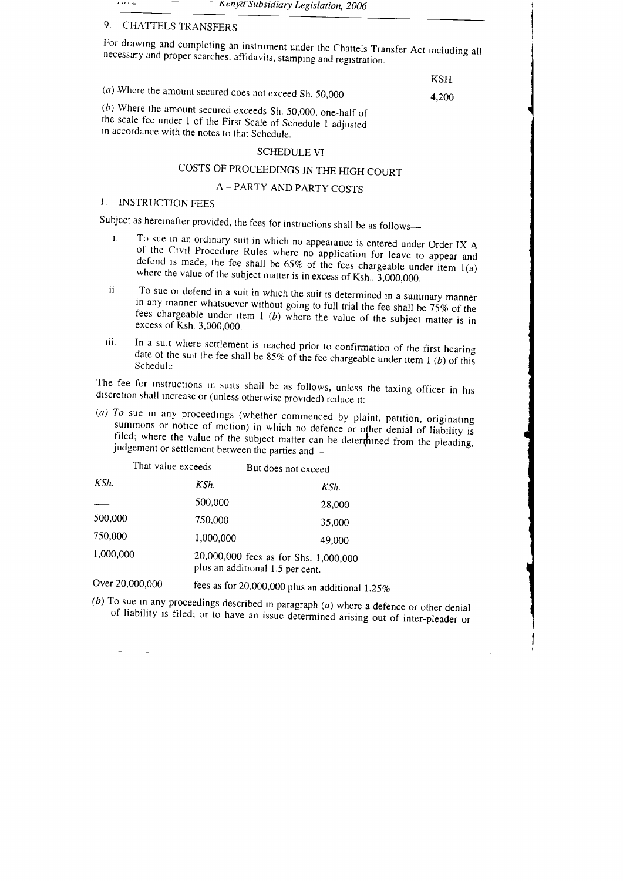## 9. CHATTELS TRANSFERS

For drawing and completing an instrument under the Chattels Transfer Act including all necessary and proper searches, affidavits, stamping and registration.

| | KSH. |
|---|---|
| (*a*) Where the amount secured does not exceed Sh. 50,000 | 4,200 |
| (*b*) Where the amount secured exceeds Sh. 50,000, one-half of the scale fee under 1 of the First Scale of Schedule I adjusted in accordance with the notes to that Schedule. | |

## SCHEDULE VI

## COSTS OF PROCEEDINGS IN THE HIGH COURT

### A – PARTY AND PARTY COSTS

### 1. INSTRUCTION FEES

Subject as hereinafter provided, the fees for instructions shall be as follows—

i. To sue in an ordinary suit in which no appearance is entered under Order IX A of the Civil Procedure Rules where no application for leave to appear and defend is made, the fee shall be 65% of the fees chargeable under item 1(a) where the value of the subject matter is in excess of Ksh.. 3,000,000.

ii. To sue or defend in a suit in which the suit is determined in a summary manner in any manner whatsoever without going to full trial the fee shall be 75% of the fees chargeable under item 1 (*b*) where the value of the subject matter is in excess of Ksh. 3,000,000.

iii. In a suit where settlement is reached prior to confirmation of the first hearing date of the suit the fee shall be 85% of the fee chargeable under item 1 (*b*) of this Schedule.

The fee for instructions in suits shall be as follows, unless the taxing officer in his discretion shall increase or (unless otherwise provided) reduce it:

(*a*) *To* sue in any proceedings (whether commenced by plaint, petition, originating summons or notice of motion) in which no defence or other denial of liability is filed; where the value of the subject matter can be determined from the pleading, judgement or settlement between the parties and—

| That value exceeds | But does not exceed | |
|---|---|---|
| *KSh.* | *KSh.* | *KSh.* |
| — | 500,000 | 28,000 |
| 500,000 | 750,000 | 35,000 |
| 750,000 | 1,000,000 | 49,000 |
| 1,000,000 | 20,000,000 fees as for Shs. 1,000,000 plus an additional 1.5 per cent. | |
| Over 20,000,000 | fees as for 20,000,000 plus an additional 1.25% | |

(*b*) To sue in any proceedings described in paragraph (*a*) where a defence or other denial of liability is filed; or to have an issue determined arising out of inter-pleader or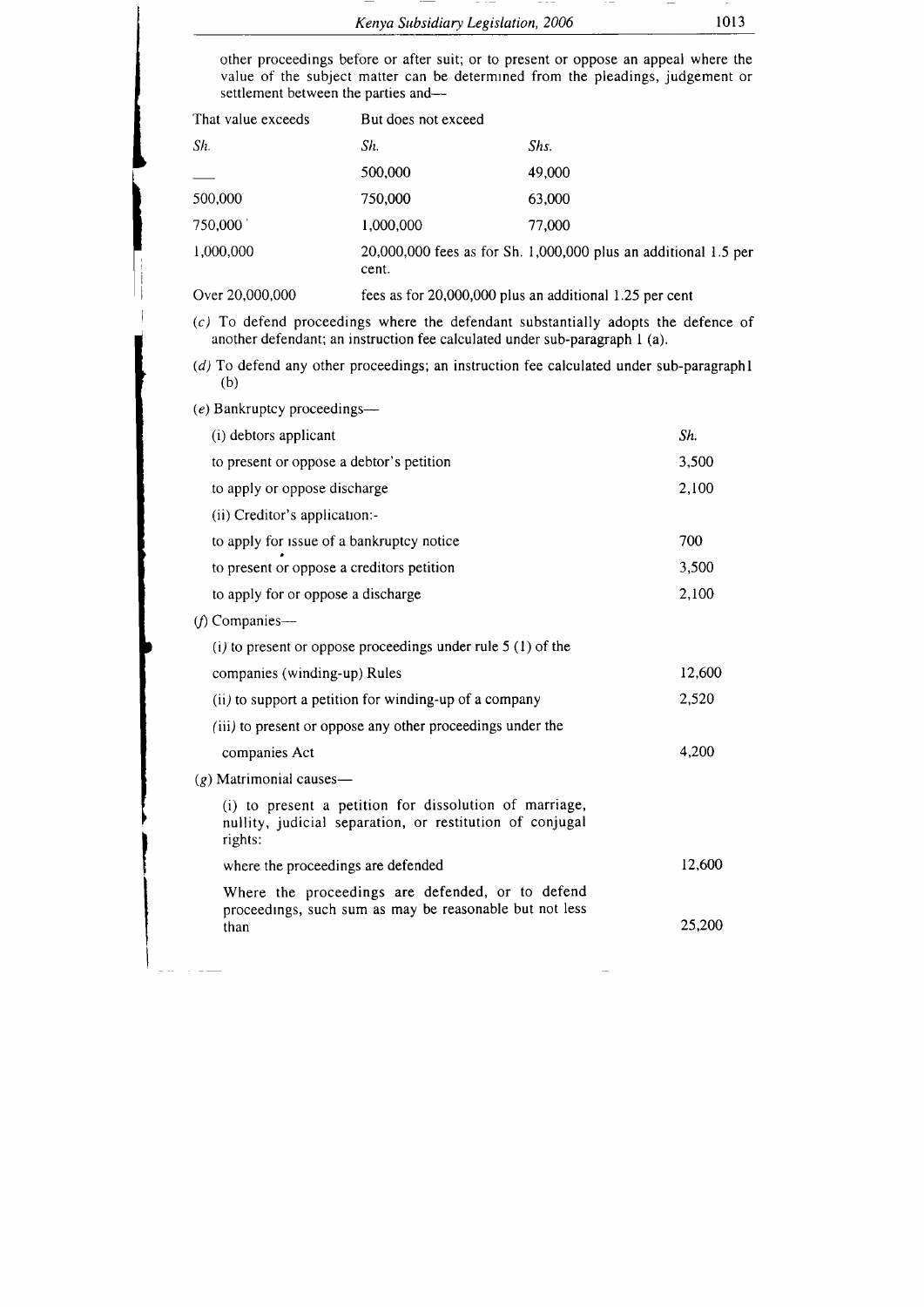other proceedings before or after suit; or to present or oppose an appeal where the value of the subject matter can be determined from the pleadings, judgement or settlement between the parties and—

| That value exceeds | But does not exceed | |
|---|---|---|
| *Sh.* | *Sh.* | *Shs.* |
| — | 500,000 | 49,000 |
| 500,000 | 750,000 | 63,000 |
| 750,000 | 1,000,000 | 77,000 |
| 1,000,000 | 20,000,000 fees as for Sh. 1,000,000 plus an additional 1.5 per cent. | |
| Over 20,000,000 | fees as for 20,000,000 plus an additional 1.25 per cent | |

(*c*) To defend proceedings where the defendant substantially adopts the defence of another defendant; an instruction fee calculated under sub-paragraph 1 (a).

(*d*) To defend any other proceedings; an instruction fee calculated under sub-paragraph1 (b)

(*e*) Bankruptcy proceedings—

| | *Sh.* |
|---|---|
| (i) debtors applicant | |
| to present or oppose a debtor's petition | 3,500 |
| to apply or oppose discharge | 2,100 |
| (ii) Creditor's application:- | |
| to apply for issue of a bankruptcy notice | 700 |
| to present or oppose a creditors petition | 3,500 |
| to apply for or oppose a discharge | 2,100 |

(*f*) Companies—

| | |
|---|---|
| (*i*) to present or oppose proceedings under rule 5 (1) of the companies (winding-up) Rules | 12,600 |
| (ii*)* to support a petition for winding-up of a company | 2,520 |
| (iii*)* to present or oppose any other proceedings under the companies Act | 4,200 |

(*g*) Matrimonial causes—

| | |
|---|---|
| (i) to present a petition for dissolution of marriage, nullity, judicial separation, or restitution of conjugal rights: | |
| where the proceedings are defended | 12,600 |
| Where the proceedings are defended, or to defend proceedings, such sum as may be reasonable but not less than | 25,200 |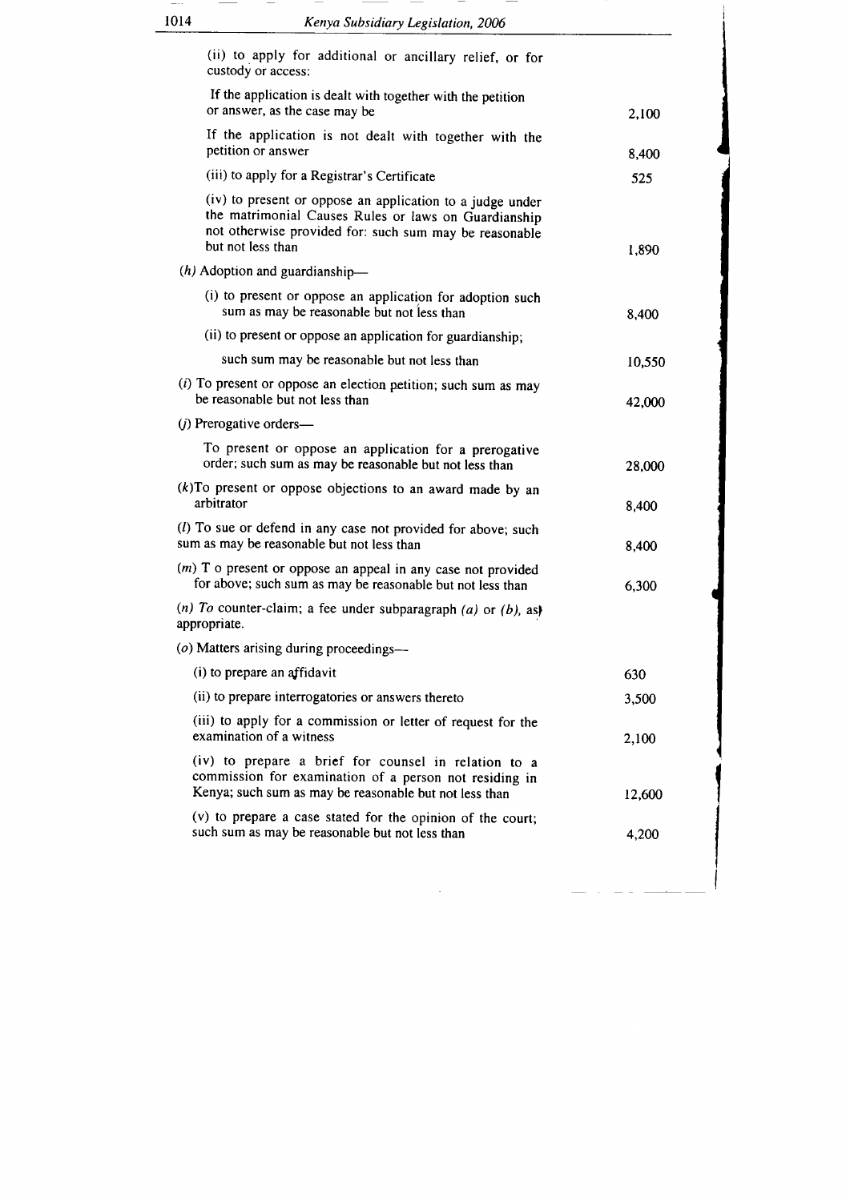(ii) to apply for additional or ancillary relief, or for custody or access:

| | |
|---|---|
| If the application is dealt with together with the petition or answer, as the case may be | 2,100 |
| If the application is not dealt with together with the petition or answer | 8,400 |
| (iii) to apply for a Registrar's Certificate | 525 |
| (iv) to present or oppose an application to a judge under the matrimonial Causes Rules or laws on Guardianship not otherwise provided for: such sum may be reasonable but not less than | 1,890 |
| (*h*) Adoption and guardianship— | |
| (i) to present or oppose an application for adoption such sum as may be reasonable but not less than | 8,400 |
| (ii) to present or oppose an application for guardianship; such sum may be reasonable but not less than | 10,550 |
| (*i*) To present or oppose an election petition; such sum as may be reasonable but not less than | 42,000 |
| (*j*) Prerogative orders— To present or oppose an application for a prerogative order; such sum as may be reasonable but not less than | 28,000 |
| (*k*)To present or oppose objections to an award made by an arbitrator | 8,400 |
| (*l*) To sue or defend in any case not provided for above; such sum as may be reasonable but not less than | 8,400 |
| (*m*) T o present or oppose an appeal in any case not provided for above; such sum as may be reasonable but not less than | 6,300 |
| (*n*) *To* counter-claim; a fee under subparagraph *(a)* or *(b)*, as appropriate. | |
| (*o*) Matters arising during proceedings— | |
| (i) to prepare an affidavit | 630 |
| (ii) to prepare interrogatories or answers thereto | 3,500 |
| (iii) to apply for a commission or letter of request for the examination of a witness | 2,100 |
| (iv) to prepare a brief for counsel in relation to a commission for examination of a person not residing in Kenya; such sum as may be reasonable but not less than | 12,600 |
| (v) to prepare a case stated for the opinion of the court; such sum as may be reasonable but not less than | 4,200 |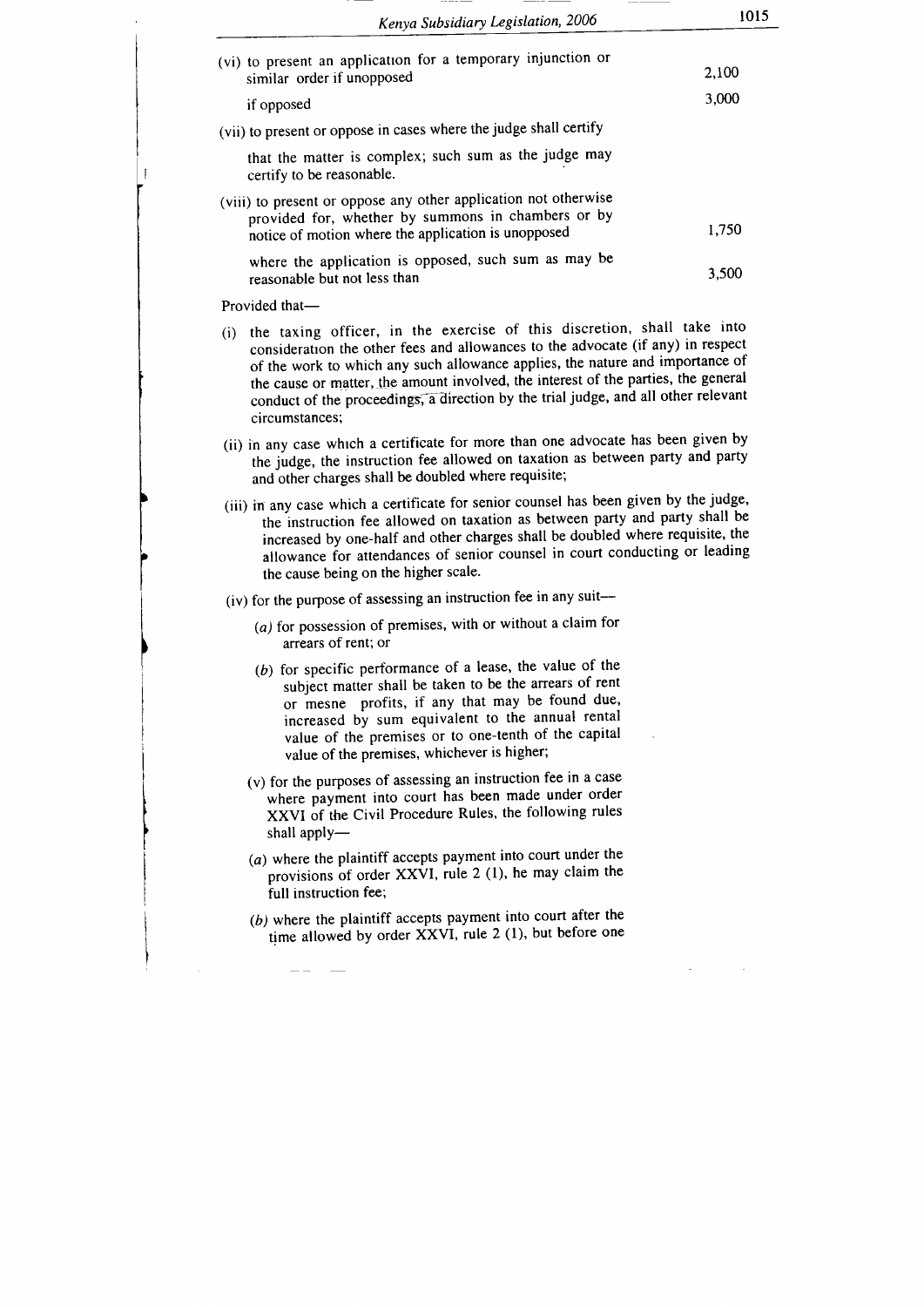| | |
|---|---|
| (vi) to present an application for a temporary injunction or similar order if unopposed | 2,100 |
| if opposed | 3,000 |
| (vii) to present or oppose in cases where the judge shall certify that the matter is complex; such sum as the judge may certify to be reasonable. | |
| (viii) to present or oppose any other application not otherwise provided for, whether by summons in chambers or by notice of motion where the application is unopposed | 1,750 |
| where the application is opposed, such sum as may be reasonable but not less than | 3,500 |

Provided that—

(i) the taxing officer, in the exercise of this discretion, shall take into consideration the other fees and allowances to the advocate (if any) in respect of the work to which any such allowance applies, the nature and importance of the cause or matter, the amount involved, the interest of the parties, the general conduct of the proceedings, a direction by the trial judge, and all other relevant circumstances;

(ii) in any case which a certificate for more than one advocate has been given by the judge, the instruction fee allowed on taxation as between party and party and other charges shall be doubled where requisite;

(iii) in any case which a certificate for senior counsel has been given by the judge, the instruction fee allowed on taxation as between party and party shall be increased by one-half and other charges shall be doubled where requisite, the allowance for attendances of senior counsel in court conducting or leading the cause being on the higher scale.

(iv) for the purpose of assessing an instruction fee in any suit—

(*a*) for possession of premises, with or without a claim for arrears of rent; or

(*b*) for specific performance of a lease, the value of the subject matter shall be taken to be the arrears of rent or mesne profits, if any that may be found due, increased by sum equivalent to the annual rental value of the premises or to one-tenth of the capital value of the premises, whichever is higher;

(v) for the purposes of assessing an instruction fee in a case where payment into court has been made under order XXVI of the Civil Procedure Rules, the following rules shall apply—

(*a*) where the plaintiff accepts payment into court under the provisions of order XXVI, rule 2 (1), he may claim the full instruction fee;

(*b*) where the plaintiff accepts payment into court after the time allowed by order XXVI, rule 2 (1), but before one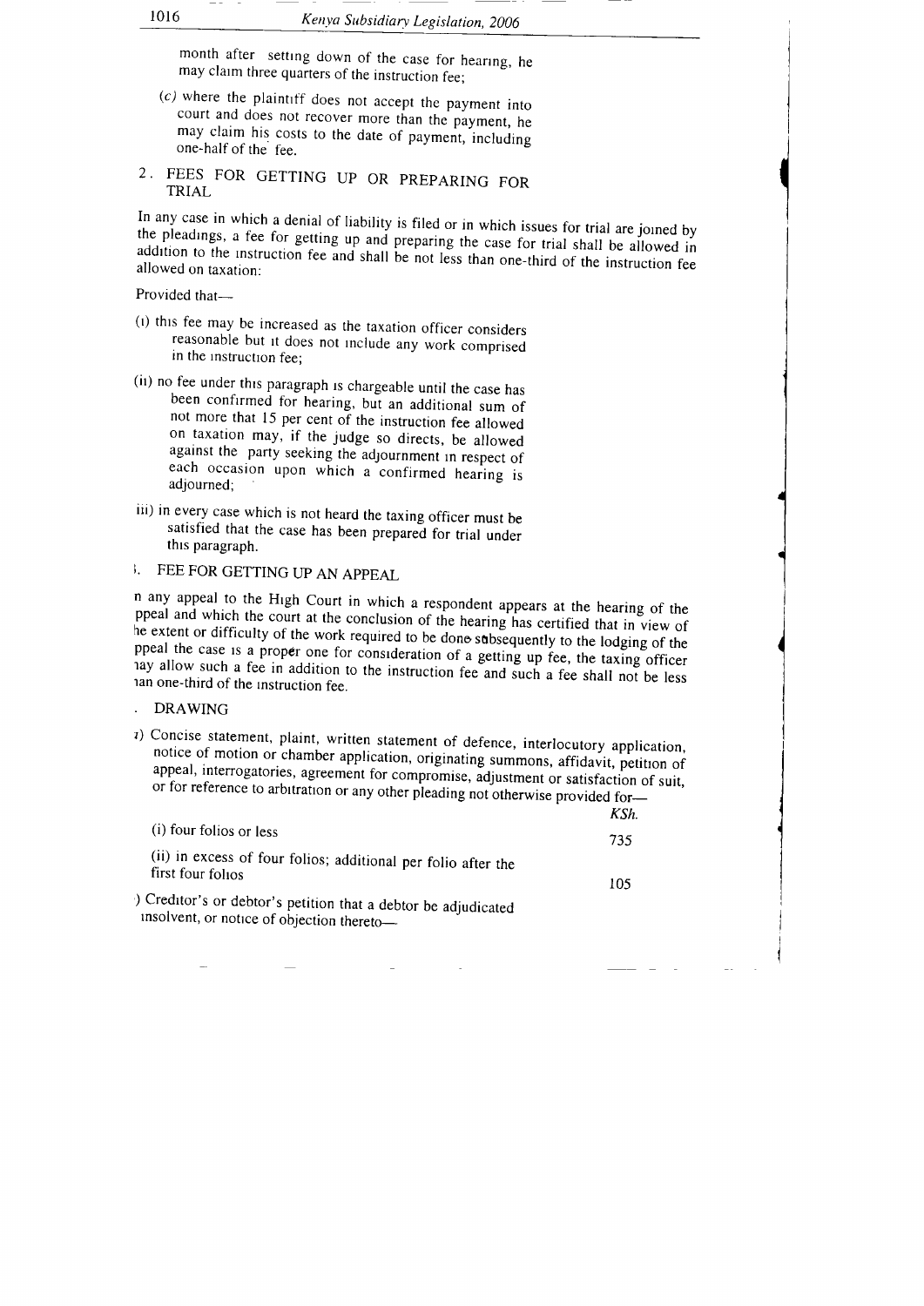month after setting down of the case for hearing, he may claim three quarters of the instruction fee;

(c) where the plaintiff does not accept the payment into court and does not recover more than the payment, he may claim his costs to the date of payment, including one-half of the fee.

## 2. FEES FOR GETTING UP OR PREPARING FOR TRIAL

In any case in which a denial of liability is filed or in which issues for trial are joined by the pleadings, a fee for getting up and preparing the case for trial shall be allowed in addition to the instruction fee and shall be not less than one-third of the instruction fee allowed on taxation:

Provided that—

(i) this fee may be increased as the taxation officer considers reasonable but it does not include any work comprised in the instruction fee;

(ii) no fee under this paragraph is chargeable until the case has been confirmed for hearing, but an additional sum of not more that 15 per cent of the instruction fee allowed on taxation may, if the judge so directs, be allowed against the party seeking the adjournment in respect of each occasion upon which a confirmed hearing is adjourned;

iii) in every case which is not heard the taxing officer must be satisfied that the case has been prepared for trial under this paragraph.

## 3. FEE FOR GETTING UP AN APPEAL

n any appeal to the High Court in which a respondent appears at the hearing of the ppeal and which the court at the conclusion of the hearing has certified that in view of he extent or difficulty of the work required to be done subsequently to the lodging of the ppeal the case is a proper one for consideration of a getting up fee, the taxing officer nay allow such a fee in addition to the instruction fee and such a fee shall not be less han one-third of the instruction fee.

## . DRAWING

a) Concise statement, plaint, written statement of defence, interlocutory application, notice of motion or chamber application, originating summons, affidavit, petition of appeal, interrogatories, agreement for compromise, adjustment or satisfaction of suit, or for reference to arbitration or any other pleading not otherwise provided for—

| | KSh. |
|---|---|
| (i) four folios or less | 735 |
| (ii) in excess of four folios; additional per folio after the first four folios | 105 |

) Creditor's or debtor's petition that a debtor be adjudicated insolvent, or notice of objection thereto—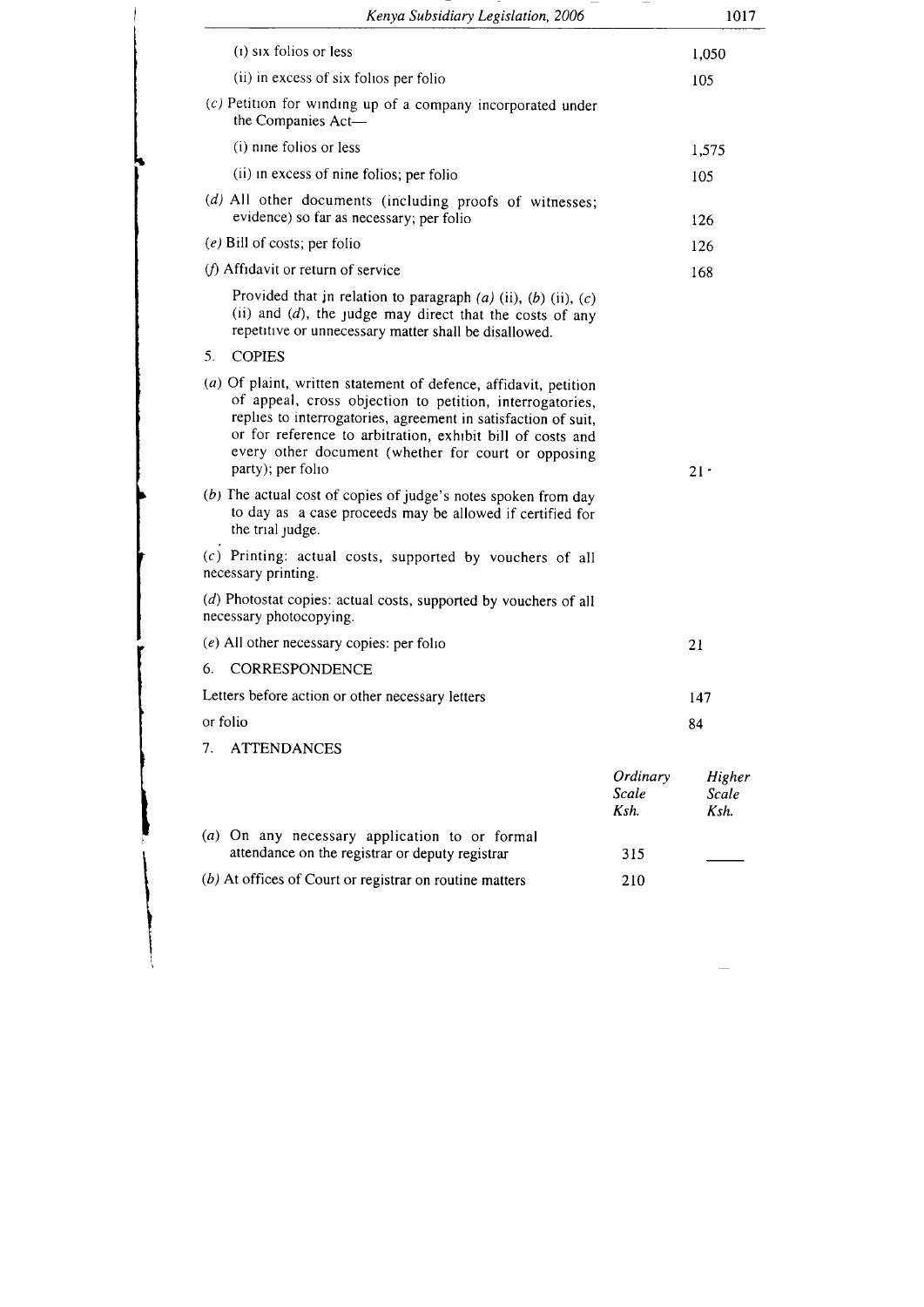| | |
|---|---|
| (i) six folios or less | 1,050 |
| (ii) in excess of six folios per folio | 105 |
| (c) Petition for winding up of a company incorporated under the Companies Act— | |
| (i) nine folios or less | 1,575 |
| (ii) in excess of nine folios; per folio | 105 |
| (d) All other documents (including proofs of witnesses; evidence) so far as necessary; per folio | 126 |
| (e) Bill of costs; per folio | 126 |
| (f) Affidavit or return of service | 168 |

Provided that in relation to paragraph *(a)* (ii), *(b)* (ii), *(c)* (ii) and *(d)*, the judge may direct that the costs of any repetitive or unnecessary matter shall be disallowed.

5. COPIES

| | |
|---|---|
| (a) Of plaint, written statement of defence, affidavit, petition of appeal, cross objection to petition, interrogatories, replies to interrogatories, agreement in satisfaction of suit, or for reference to arbitration, exhibit bill of costs and every other document (whether for court or opposing party); per folio | 21 · |
| (b) The actual cost of copies of judge's notes spoken from day to day as a case proceeds may be allowed if certified for the trial judge. | |
| (c) Printing: actual costs, supported by vouchers of all necessary printing. | |
| (d) Photostat copies: actual costs, supported by vouchers of all necessary photocopying. | |
| (e) All other necessary copies: per folio | 21 |

6. CORRESPONDENCE

| | |
|---|---|
| Letters before action or other necessary letters | 147 |
| or folio | 84 |

7. ATTENDANCES

| | Ordinary Scale Ksh. | Higher Scale Ksh. |
|---|---|---|
| (a) On any necessary application to or formal attendance on the registrar or deputy registrar | 315 | \_\_\_\_ |
| (b) At offices of Court or registrar on routine matters | 210 | |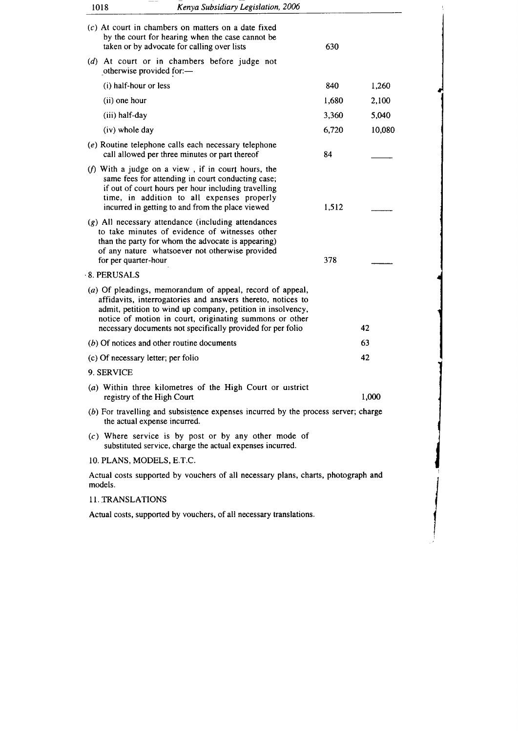| | | |
|---|---|---|
| (*c*) At court in chambers on matters on a date fixed by the court for hearing when the case cannot be taken or by advocate for calling over lists | 630 | |
| (*d*) At court or in chambers before judge not otherwise provided for:— | | |
| (i) half-hour or less | 840 | 1,260 |
| (ii) one hour | 1,680 | 2,100 |
| (iii) half-day | 3,360 | 5,040 |
| (iv) whole day | 6,720 | 10,080 |
| (*e*) Routine telephone calls each necessary telephone call allowed per three minutes or part thereof | 84 | —— |
| (*f*) With a judge on a view , if in court hours, the same fees for attending in court conducting case; if out of court hours per hour including travelling time, in addition to all expenses properly incurred in getting to and from the place viewed | 1,512 | —— |
| (*g*) All necessary attendance (including attendances to take minutes of evidence of witnesses other than the party for whom the advocate is appearing) of any nature whatsoever not otherwise provided for per quarter-hour | 378 | —— |

8. PERUSALS

| | | |
|---|---|---|
| (*a*) Of pleadings, memorandum of appeal, record of appeal, affidavits, interrogatories and answers thereto, notices to admit, petition to wind up company, petition in insolvency, notice of motion in court, originating summons or other necessary documents not specifically provided for per folio | | 42 |
| (*b*) Of notices and other routine documents | | 63 |
| (c) Of necessary letter; per folio | | 42 |

9. SERVICE

| | |
|---|---|
| (*a*) Within three kilometres of the High Court or district registry of the High Court | 1,000 |

(*b*) For travelling and subsistence expenses incurred by the process server; charge the actual expense incurred.

(*c*) Where service is by post or by any other mode of substituted service, charge the actual expenses incurred.

10. PLANS, MODELS, E.T.C.

Actual costs supported by vouchers of all necessary plans, charts, photograph and models.

11. TRANSLATIONS

Actual costs, supported by vouchers, of all necessary translations.